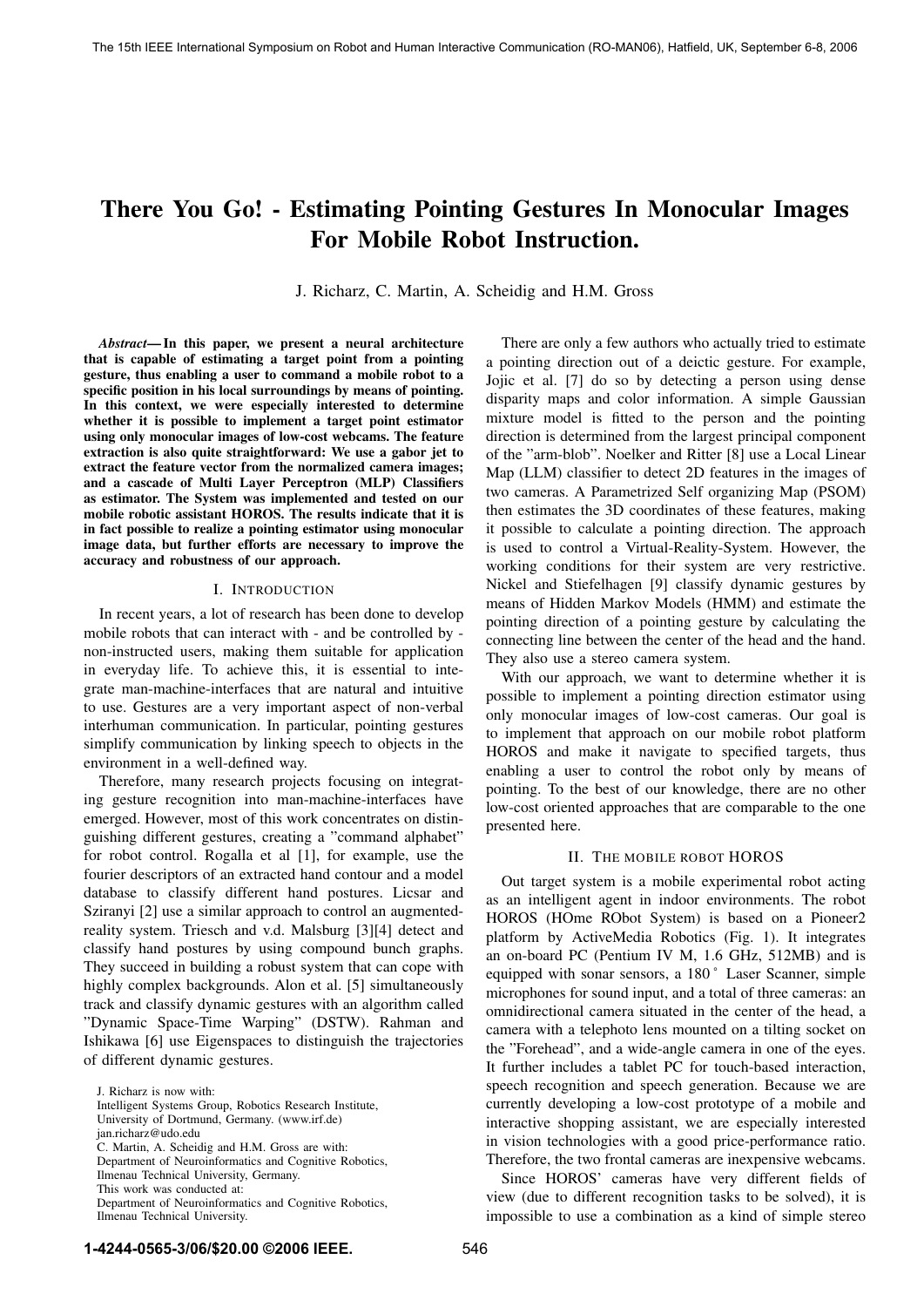# There You Go! - Estimating Pointing Gestures In Monocular Images For Mobile Robot Instruction.

J. Richarz, C. Martin, A. Scheidig and H.M. Gross

***Abstract*— In this paper, we present a neural architecture that is capable of estimating a target point from a pointing gesture, thus enabling a user to command a mobile robot to a specific position in his local surroundings by means of pointing. In this context, we were especially interested to determine whether it is possible to implement a target point estimator using only monocular images of low-cost webcams. The feature extraction is also quite straightforward: We use a gabor jet to extract the feature vector from the normalized camera images; and a cascade of Multi Layer Perceptron (MLP) Classifiers as estimator. The System was implemented and tested on our mobile robotic assistant HOROS. The results indicate that it is in fact possible to realize a pointing estimator using monocular image data, but further efforts are necessary to improve the accuracy and robustness of our approach.**

## I. Introduction

In recent years, a lot of research has been done to develop mobile robots that can interact with - and be controlled by - non-instructed users, making them suitable for application in everyday life. To achieve this, it is essential to integrate man-machine-interfaces that are natural and intuitive to use. Gestures are a very important aspect of non-verbal interhuman communication. In particular, pointing gestures simplify communication by linking speech to objects in the environment in a well-defined way.

Therefore, many research projects focusing on integrating gesture recognition into man-machine-interfaces have emerged. However, most of this work concentrates on distinguishing different gestures, creating a "command alphabet" for robot control. Rogalla et al [1], for example, use the fourier descriptors of an extracted hand contour and a model database to classify different hand postures. Licsar and Sziranyi [2] use a similar approach to control an augmented-reality system. Triesch and v.d. Malsburg [3][4] detect and classify hand postures by using compound bunch graphs. They succeed in building a robust system that can cope with highly complex backgrounds. Alon et al. [5] simultaneously track and classify dynamic gestures with an algorithm called "Dynamic Space-Time Warping" (DSTW). Rahman and Ishikawa [6] use Eigenspaces to distinguish the trajectories of different dynamic gestures.

J. Richarz is now with:
Intelligent Systems Group, Robotics Research Institute, University of Dortmund, Germany. (www.irf.de) jan.richarz@udo.edu
C. Martin, A. Scheidig and H.M. Gross are with:
Department of Neuroinformatics and Cognitive Robotics, Ilmenau Technical University, Germany.
This work was conducted at:
Department of Neuroinformatics and Cognitive Robotics, Ilmenau Technical University.

There are only a few authors who actually tried to estimate a pointing direction out of a deictic gesture. For example, Jojic et al. [7] do so by detecting a person using dense disparity maps and color information. A simple Gaussian mixture model is fitted to the person and the pointing direction is determined from the largest principal component of the "arm-blob". Noelker and Ritter [8] use a Local Linear Map (LLM) classifier to detect 2D features in the images of two cameras. A Parametrized Self organizing Map (PSOM) then estimates the 3D coordinates of these features, making it possible to calculate a pointing direction. The approach is used to control a Virtual-Reality-System. However, the working conditions for their system are very restrictive. Nickel and Stiefelhagen [9] classify dynamic gestures by means of Hidden Markov Models (HMM) and estimate the pointing direction of a pointing gesture by calculating the connecting line between the center of the head and the hand. They also use a stereo camera system.

With our approach, we want to determine whether it is possible to implement a pointing direction estimator using only monocular images of low-cost cameras. Our goal is to implement that approach on our mobile robot platform HOROS and make it navigate to specified targets, thus enabling a user to control the robot only by means of pointing. To the best of our knowledge, there are no other low-cost oriented approaches that are comparable to the one presented here.

## II. The mobile robot HOROS

Out target system is a mobile experimental robot acting as an intelligent agent in indoor environments. The robot HOROS (HOme RObot System) is based on a Pioneer2 platform by ActiveMedia Robotics (Fig. 1). It integrates an on-board PC (Pentium IV M, 1.6 GHz, 512MB) and is equipped with sonar sensors, a 180° Laser Scanner, simple microphones for sound input, and a total of three cameras: an omnidirectional camera situated in the center of the head, a camera with a telephoto lens mounted on a tilting socket on the "Forehead", and a wide-angle camera in one of the eyes. It further includes a tablet PC for touch-based interaction, speech recognition and speech generation. Because we are currently developing a low-cost prototype of a mobile and interactive shopping assistant, we are especially interested in vision technologies with a good price-performance ratio. Therefore, the two frontal cameras are inexpensive webcams.

Since HOROS' cameras have very different fields of view (due to different recognition tasks to be solved), it is impossible to use a combination as a kind of simple stereo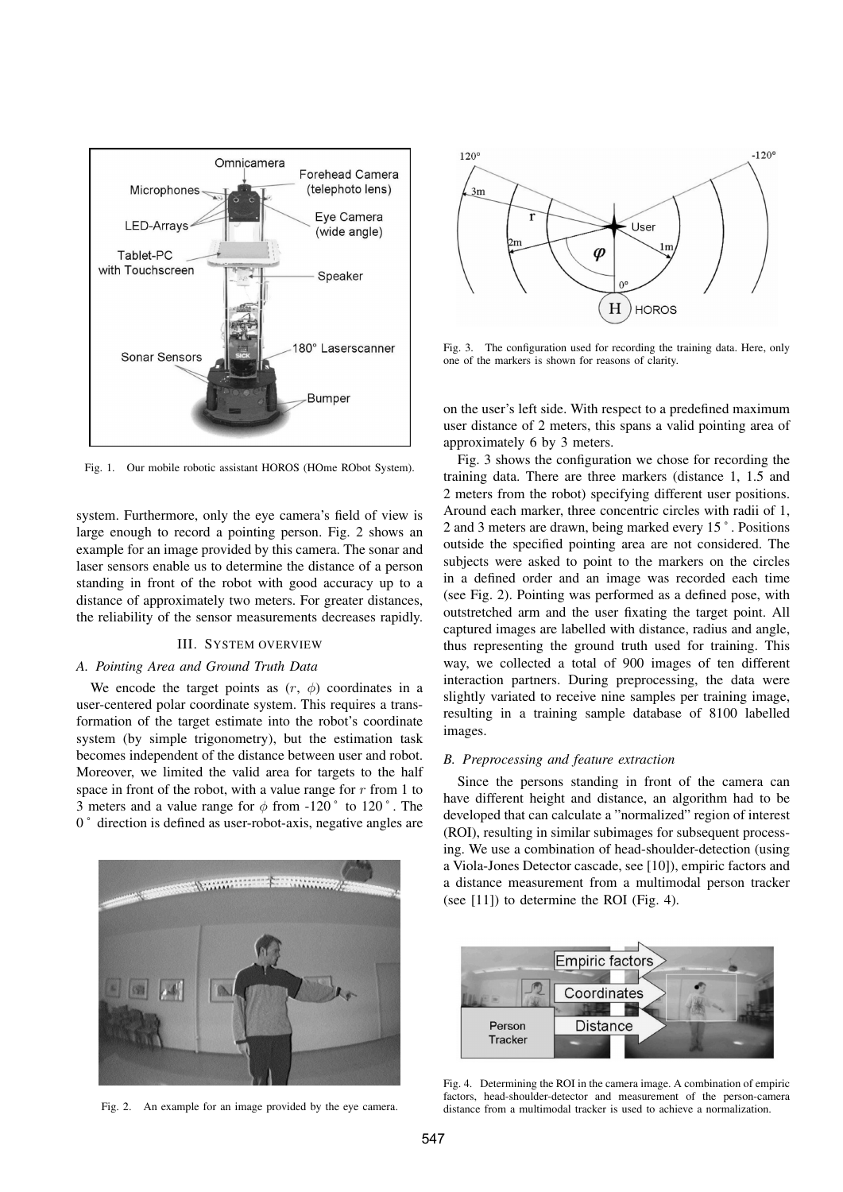Fig. 1. Our mobile robotic assistant HOROS (HOme RObot System).

system. Furthermore, only the eye camera's field of view is large enough to record a pointing person. Fig. 2 shows an example for an image provided by this camera. The sonar and laser sensors enable us to determine the distance of a person standing in front of the robot with good accuracy up to a distance of approximately two meters. For greater distances, the reliability of the sensor measurements decreases rapidly.

## III. System Overview

### A. Pointing Area and Ground Truth Data

We encode the target points as ($r$, $\phi$) coordinates in a user-centered polar coordinate system. This requires a transformation of the target estimate into the robot's coordinate system (by simple trigonometry), but the estimation task becomes independent of the distance between user and robot. Moreover, we limited the valid area for targets to the half space in front of the robot, with a value range for $r$ from 1 to 3 meters and a value range for $\phi$ from -120$^\circ$ to 120$^\circ$. The 0$^\circ$ direction is defined as user-robot-axis, negative angles are on the user's left side. With respect to a predefined maximum user distance of 2 meters, this spans a valid pointing area of approximately 6 by 3 meters.

Fig. 2. An example for an image provided by the eye camera.

Fig. 3. The configuration used for recording the training data. Here, only one of the markers is shown for reasons of clarity.

Fig. 3 shows the configuration we chose for recording the training data. There are three markers (distance 1, 1.5 and 2 meters from the robot) specifying different user positions. Around each marker, three concentric circles with radii of 1, 2 and 3 meters are drawn, being marked every 15$^\circ$. Positions outside the specified pointing area are not considered. The subjects were asked to point to the markers on the circles in a defined order and an image was recorded each time (see Fig. 2). Pointing was performed as a defined pose, with outstretched arm and the user fixating the target point. All captured images are labelled with distance, radius and angle, thus representing the ground truth used for training. This way, we collected a total of 900 images of ten different interaction partners. During preprocessing, the data were slightly variated to receive nine samples per training image, resulting in a training sample database of 8100 labelled images.

### B. Preprocessing and feature extraction

Since the persons standing in front of the camera can have different height and distance, an algorithm had to be developed that can calculate a "normalized" region of interest (ROI), resulting in similar subimages for subsequent processing. We use a combination of head-shoulder-detection (using a Viola-Jones Detector cascade, see [10]), empiric factors and a distance measurement from a multimodal person tracker (see [11]) to determine the ROI (Fig. 4).

Fig. 4. Determining the ROI in the camera image. A combination of empiric factors, head-shoulder-detector and measurement of the person-camera distance from a multimodal tracker is used to achieve a normalization.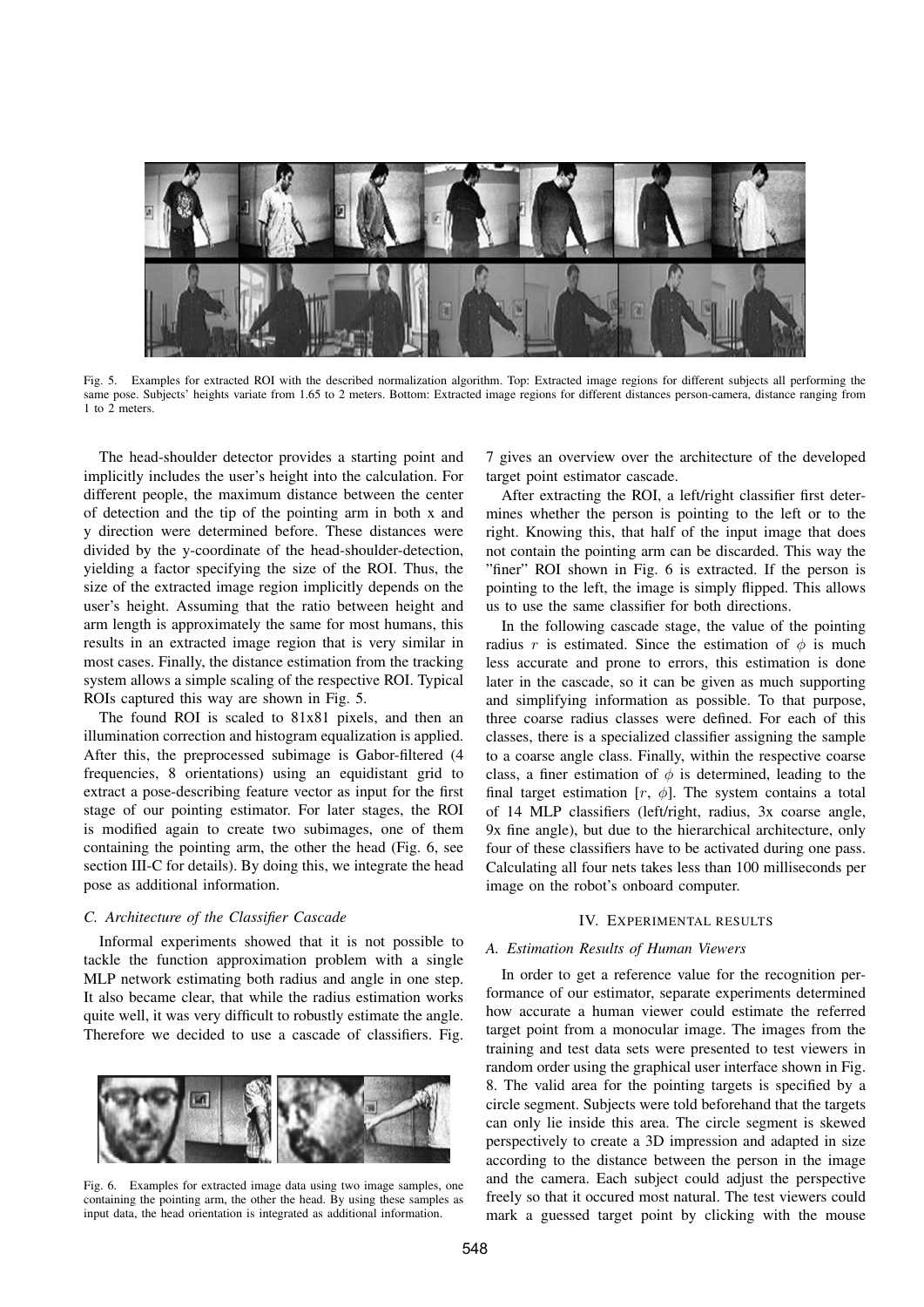Fig. 5. Examples for extracted ROI with the described normalization algorithm. Top: Extracted image regions for different subjects all performing the same pose. Subjects' heights variate from 1.65 to 2 meters. Bottom: Extracted image regions for different distances person-camera, distance ranging from 1 to 2 meters.

The head-shoulder detector provides a starting point and implicitly includes the user's height into the calculation. For different people, the maximum distance between the center of detection and the tip of the pointing arm in both x and y direction were determined before. These distances were divided by the y-coordinate of the head-shoulder-detection, yielding a factor specifying the size of the ROI. Thus, the size of the extracted image region implicitly depends on the user's height. Assuming that the ratio between height and arm length is approximately the same for most humans, this results in an extracted image region that is very similar in most cases. Finally, the distance estimation from the tracking system allows a simple scaling of the respective ROI. Typical ROIs captured this way are shown in Fig. 5.

The found ROI is scaled to 81x81 pixels, and then an illumination correction and histogram equalization is applied. After this, the preprocessed subimage is Gabor-filtered (4 frequencies, 8 orientations) using an equidistant grid to extract a pose-describing feature vector as input for the first stage of our pointing estimator. For later stages, the ROI is modified again to create two subimages, one of them containing the pointing arm, the other the head (Fig. 6, see section III-C for details). By doing this, we integrate the head pose as additional information.

### C. Architecture of the Classifier Cascade

Informal experiments showed that it is not possible to tackle the function approximation problem with a single MLP network estimating both radius and angle in one step. It also became clear, that while the radius estimation works quite well, it was very difficult to robustly estimate the angle. Therefore we decided to use a cascade of classifiers. Fig. 7 gives an overview over the architecture of the developed target point estimator cascade.

Fig. 6. Examples for extracted image data using two image samples, one containing the pointing arm, the other the head. By using these samples as input data, the head orientation is integrated as additional information.

After extracting the ROI, a left/right classifier first determines whether the person is pointing to the left or to the right. Knowing this, that half of the input image that does not contain the pointing arm can be discarded. This way the "finer" ROI shown in Fig. 6 is extracted. If the person is pointing to the left, the image is simply flipped. This allows us to use the same classifier for both directions.

In the following cascade stage, the value of the pointing radius $r$ is estimated. Since the estimation of $\phi$ is much less accurate and prone to errors, this estimation is done later in the cascade, so it can be given as much supporting and simplifying information as possible. To that purpose, three coarse radius classes were defined. For each of this classes, there is a specialized classifier assigning the sample to a coarse angle class. Finally, within the respective coarse class, a finer estimation of $\phi$ is determined, leading to the final target estimation $[r, \phi]$. The system contains a total of 14 MLP classifiers (left/right, radius, 3x coarse angle, 9x fine angle), but due to the hierarchical architecture, only four of these classifiers have to be activated during one pass. Calculating all four nets takes less than 100 milliseconds per image on the robot's onboard computer.

## IV. Experimental Results

### A. Estimation Results of Human Viewers

In order to get a reference value for the recognition performance of our estimator, separate experiments determined how accurate a human viewer could estimate the referred target point from a monocular image. The images from the training and test data sets were presented to test viewers in random order using the graphical user interface shown in Fig. 8. The valid area for the pointing targets is specified by a circle segment. Subjects were told beforehand that the targets can only lie inside this area. The circle segment is skewed perspectively to create a 3D impression and adapted in size according to the distance between the person in the image and the camera. Each subject could adjust the perspective freely so that it occured most natural. The test viewers could mark a guessed target point by clicking with the mouse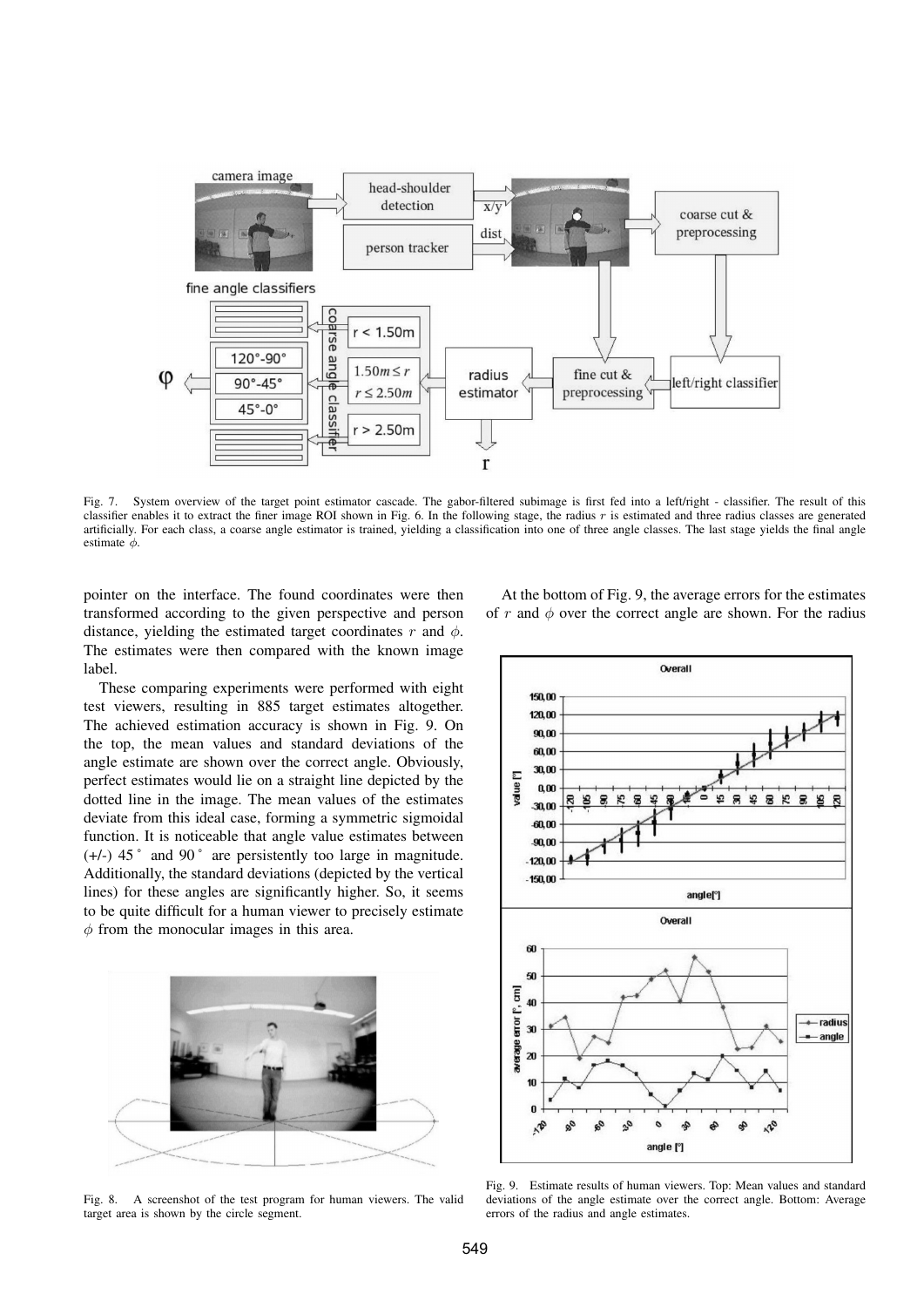Fig. 7. System overview of the target point estimator cascade. The gabor-filtered subimage is first fed into a left/right - classifier. The result of this classifier enables it to extract the finer image ROI shown in Fig. 6. In the following stage, the radius $r$ is estimated and three radius classes are generated artificially. For each class, a coarse angle estimator is trained, yielding a classification into one of three angle classes. The last stage yields the final angle estimate $\phi$.

pointer on the interface. The found coordinates were then transformed according to the given perspective and person distance, yielding the estimated target coordinates $r$ and $\phi$. The estimates were then compared with the known image label.

These comparing experiments were performed with eight test viewers, resulting in 885 target estimates altogether. The achieved estimation accuracy is shown in Fig. 9. On the top, the mean values and standard deviations of the angle estimate are shown over the correct angle. Obviously, perfect estimates would lie on a straight line depicted by the dotted line in the image. The mean values of the estimates deviate from this ideal case, forming a symmetric sigmoidal function. It is noticeable that angle value estimates between (+/-) 45$^\circ$ and 90$^\circ$ are persistently too large in magnitude. Additionally, the standard deviations (depicted by the vertical lines) for these angles are significantly higher. So, it seems to be quite difficult for a human viewer to precisely estimate $\phi$ from the monocular images in this area.

Fig. 8. A screenshot of the test program for human viewers. The valid target area is shown by the circle segment.

At the bottom of Fig. 9, the average errors for the estimates of $r$ and $\phi$ over the correct angle are shown. For the radius

Fig. 9. Estimate results of human viewers. Top: Mean values and standard deviations of the angle estimate over the correct angle. Bottom: Average errors of the radius and angle estimates.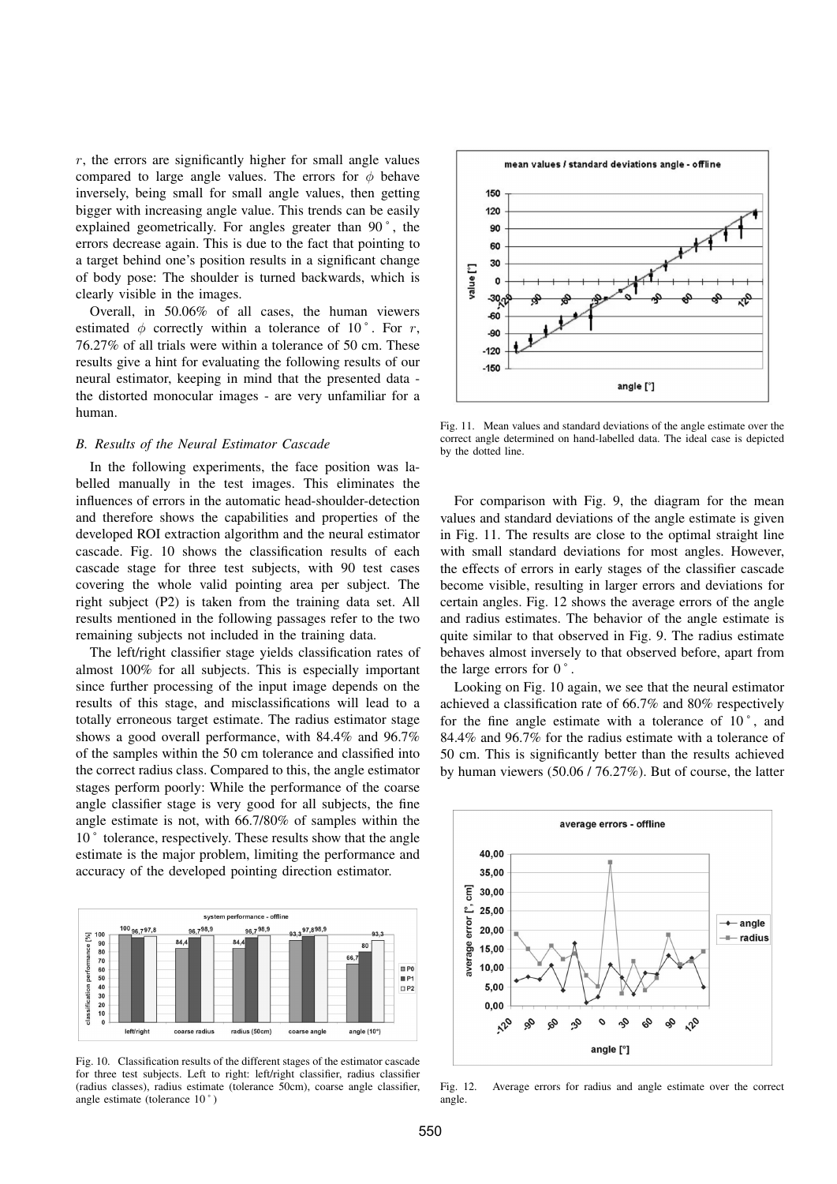$r$, the errors are significantly higher for small angle values compared to large angle values. The errors for $\phi$ behave inversely, being small for small angle values, then getting bigger with increasing angle value. This trends can be easily explained geometrically. For angles greater than $90^\circ$, the errors decrease again. This is due to the fact that pointing to a target behind one's position results in a significant change of body pose: The shoulder is turned backwards, which is clearly visible in the images.

Overall, in 50.06% of all cases, the human viewers estimated $\phi$ correctly within a tolerance of $10^\circ$. For $r$, 76.27% of all trials were within a tolerance of 50 cm. These results give a hint for evaluating the following results of our neural estimator, keeping in mind that the presented data - the distorted monocular images - are very unfamiliar for a human.

### B. Results of the Neural Estimator Cascade

In the following experiments, the face position was labelled manually in the test images. This eliminates the influences of errors in the automatic head-shoulder-detection and therefore shows the capabilities and properties of the developed ROI extraction algorithm and the neural estimator cascade. Fig. 10 shows the classification results of each cascade stage for three test subjects, with 90 test cases covering the whole valid pointing area per subject. The right subject (P2) is taken from the training data set. All results mentioned in the following passages refer to the two remaining subjects not included in the training data.

The left/right classifier stage yields classification rates of almost 100% for all subjects. This is especially important since further processing of the input image depends on the results of this stage, and misclassifications will lead to a totally erroneous target estimate. The radius estimator stage shows a good overall performance, with 84.4% and 96.7% of the samples within the 50 cm tolerance and classified into the correct radius class. Compared to this, the angle estimator stages perform poorly: While the performance of the coarse angle classifier stage is very good for all subjects, the fine angle estimate is not, with 66.7/80% of samples within the $10^\circ$ tolerance, respectively. These results show that the angle estimate is the major problem, limiting the performance and accuracy of the developed pointing direction estimator.

Fig. 10. Classification results of the different stages of the estimator cascade for three test subjects. Left to right: left/right classifier, radius classifier (radius classes), radius estimate (tolerance 50cm), coarse angle classifier, angle estimate (tolerance $10^\circ$)

Fig. 11. Mean values and standard deviations of the angle estimate over the correct angle determined on hand-labelled data. The ideal case is depicted by the dotted line.

For comparison with Fig. 9, the diagram for the mean values and standard deviations of the angle estimate is given in Fig. 11. The results are close to the optimal straight line with small standard deviations for most angles. However, the effects of errors in early stages of the classifier cascade become visible, resulting in larger errors and deviations for certain angles. Fig. 12 shows the average errors of the angle and radius estimates. The behavior of the angle estimate is quite similar to that observed in Fig. 9. The radius estimate behaves almost inversely to that observed before, apart from the large errors for $0^\circ$.

Looking on Fig. 10 again, we see that the neural estimator achieved a classification rate of 66.7% and 80% respectively for the fine angle estimate with a tolerance of $10^\circ$, and 84.4% and 96.7% for the radius estimate with a tolerance of 50 cm. This is significantly better than the results achieved by human viewers (50.06 / 76.27%). But of course, the latter

Fig. 12. Average errors for radius and angle estimate over the correct angle.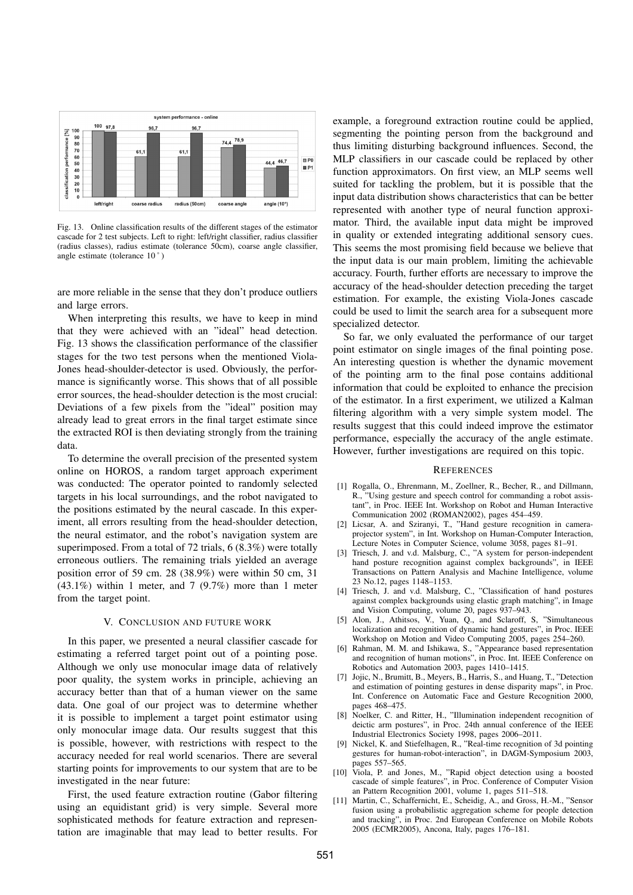system performance - online

classification performance [%]

100 97,8 | 96,7 | 96,7 | 74,4 78,9 | 44,4 46,7
61,1 | 61,1

left/right | coarse radius | radius (50cm) | coarse angle | angle (10°)

P0
P1

Fig. 13. Online classification results of the different stages of the estimator cascade for 2 test subjects. Left to right: left/right classifier, radius classifier (radius classes), radius estimate (tolerance 50cm), coarse angle classifier, angle estimate (tolerance 10°)

are more reliable in the sense that they don't produce outliers and large errors.

When interpreting this results, we have to keep in mind that they were achieved with an "ideal" head detection. Fig. 13 shows the classification performance of the classifier stages for the two test persons when the mentioned Viola-Jones head-shoulder-detector is used. Obviously, the performance is significantly worse. This shows that of all possible error sources, the head-shoulder detection is the most crucial: Deviations of a few pixels from the "ideal" position may already lead to great errors in the final target estimate since the extracted ROI is then deviating strongly from the training data.

To determine the overall precision of the presented system online on HOROS, a random target approach experiment was conducted: The operator pointed to randomly selected targets in his local surroundings, and the robot navigated to the positions estimated by the neural cascade. In this experiment, all errors resulting from the head-shoulder detection, the neural estimator, and the robot's navigation system are superimposed. From a total of 72 trials, 6 (8.3%) were totally erroneous outliers. The remaining trials yielded an average position error of 59 cm. 28 (38.9%) were within 50 cm, 31 (43.1%) within 1 meter, and 7 (9.7%) more than 1 meter from the target point.

## V. Conclusion and Future Work

In this paper, we presented a neural classifier cascade for estimating a referred target point out of a pointing pose. Although we only use monocular image data of relatively poor quality, the system works in principle, achieving an accuracy better than that of a human viewer on the same data. One goal of our project was to determine whether it is possible to implement a target point estimator using only monocular image data. Our results suggest that this is possible, however, with restrictions with respect to the accuracy needed for real world scenarios. There are several starting points for improvements to our system that are to be investigated in the near future:

First, the used feature extraction routine (Gabor filtering using an equidistant grid) is very simple. Several more sophisticated methods for feature extraction and representation are imaginable that may lead to better results. For example, a foreground extraction routine could be applied, segmenting the pointing person from the background and thus limiting disturbing background influences. Second, the MLP classifiers in our cascade could be replaced by other function approximators. On first view, an MLP seems well suited for tackling the problem, but it is possible that the input data distribution shows characteristics that can be better represented with another type of neural function approximator. Third, the available input data might be improved in quality or extended integrating additional sensory cues. This seems the most promising field because we believe that the input data is our main problem, limiting the achievable accuracy. Fourth, further efforts are necessary to improve the accuracy of the head-shoulder detection preceding the target estimation. For example, the existing Viola-Jones cascade could be used to limit the search area for a subsequent more specialized detector.

So far, we only evaluated the performance of our target point estimator on single images of the final pointing pose. An interesting question is whether the dynamic movement of the pointing arm to the final pose contains additional information that could be exploited to enhance the precision of the estimator. In a first experiment, we utilized a Kalman filtering algorithm with a very simple system model. The results suggest that this could indeed improve the estimator performance, especially the accuracy of the angle estimate. However, further investigations are required on this topic.

## References

[1] Rogalla, O., Ehrenmann, M., Zoellner, R., Becher, R., and Dillmann, R., "Using gesture and speech control for commanding a robot assistant", in Proc. IEEE Int. Workshop on Robot and Human Interactive Communication 2002 (ROMAN2002), pages 454–459.

[2] Licsar, A. and Sziranyi, T., "Hand gesture recognition in camera-projector system", in Int. Workshop on Human-Computer Interaction, Lecture Notes in Computer Science, volume 3058, pages 81–91.

[3] Triesch, J. and v.d. Malsburg, C., "A system for person-independent hand posture recognition against complex backgrounds", in IEEE Transactions on Pattern Analysis and Machine Intelligence, volume 23 No.12, pages 1148–1153.

[4] Triesch, J. and v.d. Malsburg, C., "Classification of hand postures against complex backgrounds using elastic graph matching", in Image and Vision Computing, volume 20, pages 937–943.

[5] Alon, J., Athitsos, V., Yuan, Q., and Sclaroff, S, "Simultaneous localization and recognition of dynamic hand gestures", in Proc. IEEE Workshop on Motion and Video Computing 2005, pages 254–260.

[6] Rahman, M. M. and Ishikawa, S., "Appearance based representation and recognition of human motions", in Proc. Int. IEEE Conference on Robotics and Automation 2003, pages 1410–1415.

[7] Jojic, N., Brumitt, B., Meyers, B., Harris, S., and Huang, T., "Detection and estimation of pointing gestures in dense disparity maps", in Proc. Int. Conference on Automatic Face and Gesture Recognition 2000, pages 468–475.

[8] Noelker, C. and Ritter, H., "Illumination independent recognition of deictic arm postures", in Proc. 24th annual conference of the IEEE Industrial Electronics Society 1998, pages 2006–2011.

[9] Nickel, K. and Stiefelhagen, R., "Real-time recognition of 3d pointing gestures for human-robot-interaction", in DAGM-Symposium 2003, pages 557–565.

[10] Viola, P. and Jones, M., "Rapid object detection using a boosted cascade of simple features", in Proc. Conference of Computer Vision an Pattern Recognition 2001, volume 1, pages 511–518.

[11] Martin, C., Schaffernicht, E., Scheidig, A., and Gross, H.-M., "Sensor fusion using a probabilistic aggregation scheme for people detection and tracking", in Proc. 2nd European Conference on Mobile Robots 2005 (ECMR2005), Ancona, Italy, pages 176–181.